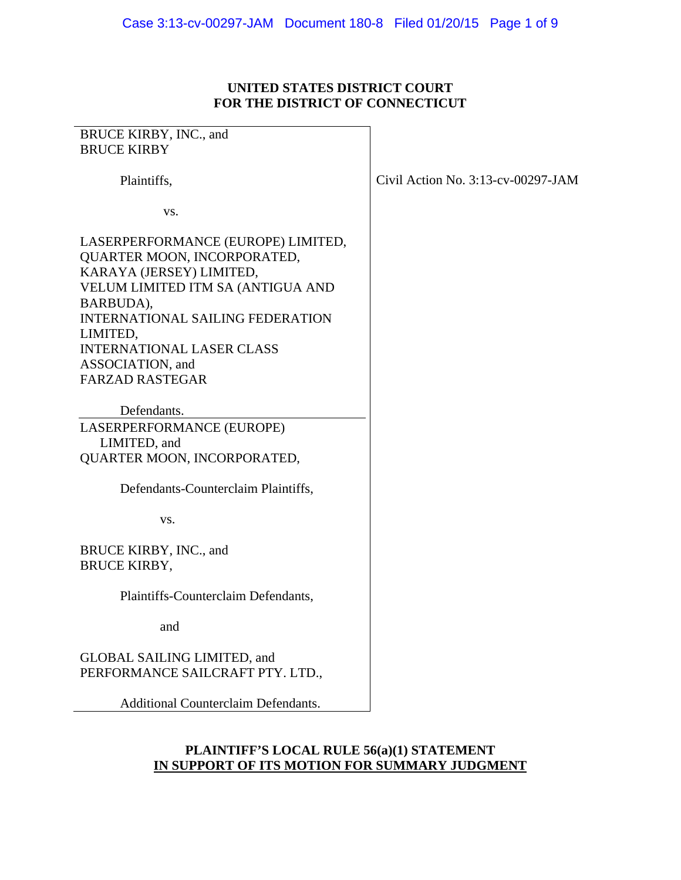**UNITED STATES DISTRICT COURT**
**FOR THE DISTRICT OF CONNECTICUT**

BRUCE KIRBY, INC., and
BRUCE KIRBY

Plaintiffs,

vs.

LASERPERFORMANCE (EUROPE) LIMITED,
QUARTER MOON, INCORPORATED,
KARAYA (JERSEY) LIMITED,
VELUM LIMITED ITM SA (ANTIGUA AND BARBUDA),
INTERNATIONAL SAILING FEDERATION LIMITED,
INTERNATIONAL LASER CLASS ASSOCIATION, and
FARZAD RASTEGAR

Defendants.

LASERPERFORMANCE (EUROPE) LIMITED, and
QUARTER MOON, INCORPORATED,

Defendants-Counterclaim Plaintiffs,

vs.

BRUCE KIRBY, INC., and
BRUCE KIRBY,

Plaintiffs-Counterclaim Defendants,

and

GLOBAL SAILING LIMITED, and
PERFORMANCE SAILCRAFT PTY. LTD.,

Additional Counterclaim Defendants.

Civil Action No. 3:13-cv-00297-JAM

**PLAINTIFF'S LOCAL RULE 56(a)(1) STATEMENT**
**IN SUPPORT OF ITS MOTION FOR SUMMARY JUDGMENT**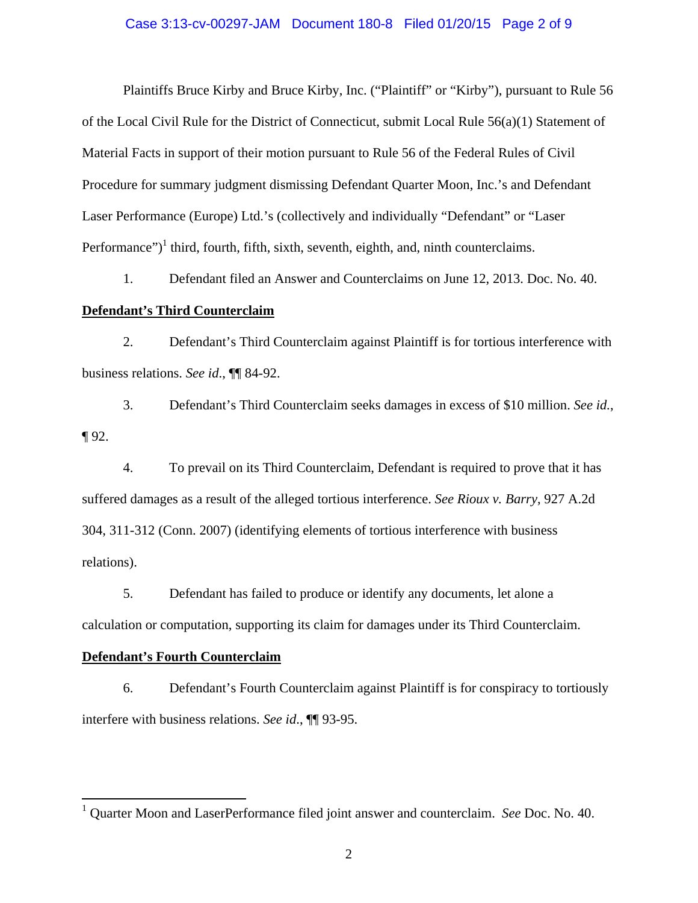Plaintiffs Bruce Kirby and Bruce Kirby, Inc. ("Plaintiff" or "Kirby"), pursuant to Rule 56 of the Local Civil Rule for the District of Connecticut, submit Local Rule 56(a)(1) Statement of Material Facts in support of their motion pursuant to Rule 56 of the Federal Rules of Civil Procedure for summary judgment dismissing Defendant Quarter Moon, Inc.'s and Defendant Laser Performance (Europe) Ltd.'s (collectively and individually "Defendant" or "Laser Performance")[1] third, fourth, fifth, sixth, seventh, eighth, and, ninth counterclaims.

1. Defendant filed an Answer and Counterclaims on June 12, 2013. Doc. No. 40.

**Defendant's Third Counterclaim**

2. Defendant's Third Counterclaim against Plaintiff is for tortious interference with business relations. *See id.*, ¶¶ 84-92.

3. Defendant's Third Counterclaim seeks damages in excess of $10 million. *See id.*, ¶ 92.

4. To prevail on its Third Counterclaim, Defendant is required to prove that it has suffered damages as a result of the alleged tortious interference. *See Rioux v. Barry*, 927 A.2d 304, 311-312 (Conn. 2007) (identifying elements of tortious interference with business relations).

5. Defendant has failed to produce or identify any documents, let alone a calculation or computation, supporting its claim for damages under its Third Counterclaim.

**Defendant's Fourth Counterclaim**

6. Defendant's Fourth Counterclaim against Plaintiff is for conspiracy to tortiously interfere with business relations. *See id.*, ¶¶ 93-95.

[1] Quarter Moon and LaserPerformance filed joint answer and counterclaim. *See* Doc. No. 40.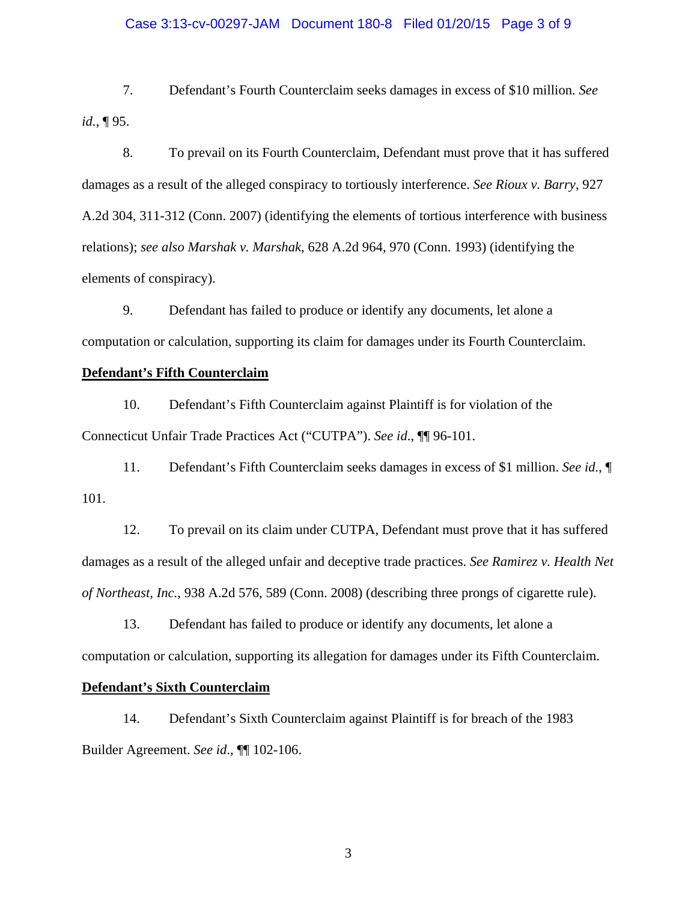7. Defendant's Fourth Counterclaim seeks damages in excess of $10 million. *See id.*, ¶ 95.

8. To prevail on its Fourth Counterclaim, Defendant must prove that it has suffered damages as a result of the alleged conspiracy to tortiously interference. *See Rioux v. Barry*, 927 A.2d 304, 311-312 (Conn. 2007) (identifying the elements of tortious interference with business relations); *see also Marshak v. Marshak*, 628 A.2d 964, 970 (Conn. 1993) (identifying the elements of conspiracy).

9. Defendant has failed to produce or identify any documents, let alone a computation or calculation, supporting its claim for damages under its Fourth Counterclaim.

**<u>Defendant's Fifth Counterclaim</u>**

10. Defendant's Fifth Counterclaim against Plaintiff is for violation of the Connecticut Unfair Trade Practices Act ("CUTPA"). *See id.*, ¶¶ 96-101.

11. Defendant's Fifth Counterclaim seeks damages in excess of $1 million. *See id.*, ¶ 101.

12. To prevail on its claim under CUTPA, Defendant must prove that it has suffered damages as a result of the alleged unfair and deceptive trade practices. *See Ramirez v. Health Net of Northeast, Inc.*, 938 A.2d 576, 589 (Conn. 2008) (describing three prongs of cigarette rule).

13. Defendant has failed to produce or identify any documents, let alone a computation or calculation, supporting its allegation for damages under its Fifth Counterclaim.

**<u>Defendant's Sixth Counterclaim</u>**

14. Defendant's Sixth Counterclaim against Plaintiff is for breach of the 1983 Builder Agreement. *See id.*, ¶¶ 102-106.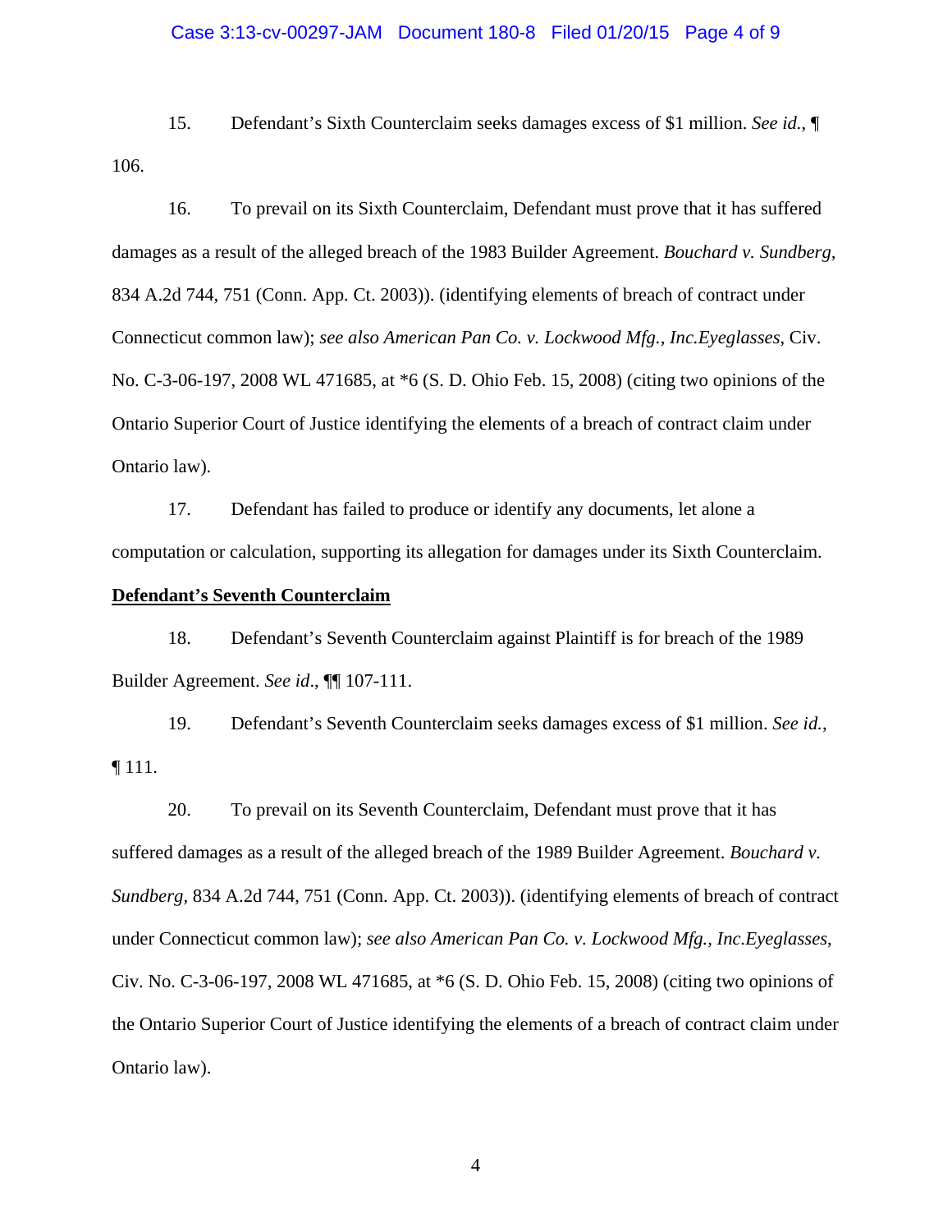15. Defendant's Sixth Counterclaim seeks damages excess of $1 million. *See id.*, ¶ 106.

16. To prevail on its Sixth Counterclaim, Defendant must prove that it has suffered damages as a result of the alleged breach of the 1983 Builder Agreement. *Bouchard v. Sundberg,* 834 A.2d 744, 751 (Conn. App. Ct. 2003)). (identifying elements of breach of contract under Connecticut common law); *see also American Pan Co. v. Lockwood Mfg., Inc.Eyeglasses*, Civ. No. C-3-06-197, 2008 WL 471685, at *6 (S. D. Ohio Feb. 15, 2008) (citing two opinions of the Ontario Superior Court of Justice identifying the elements of a breach of contract claim under Ontario law).

17. Defendant has failed to produce or identify any documents, let alone a computation or calculation, supporting its allegation for damages under its Sixth Counterclaim.

**<u>Defendant's Seventh Counterclaim</u>**

18. Defendant's Seventh Counterclaim against Plaintiff is for breach of the 1989 Builder Agreement. *See id*., ¶¶ 107-111.

19. Defendant's Seventh Counterclaim seeks damages excess of $1 million. *See id.*, ¶ 111.

20. To prevail on its Seventh Counterclaim, Defendant must prove that it has suffered damages as a result of the alleged breach of the 1989 Builder Agreement. *Bouchard v. Sundberg,* 834 A.2d 744, 751 (Conn. App. Ct. 2003)). (identifying elements of breach of contract under Connecticut common law); *see also American Pan Co. v. Lockwood Mfg., Inc.Eyeglasses*, Civ. No. C-3-06-197, 2008 WL 471685, at *6 (S. D. Ohio Feb. 15, 2008) (citing two opinions of the Ontario Superior Court of Justice identifying the elements of a breach of contract claim under Ontario law).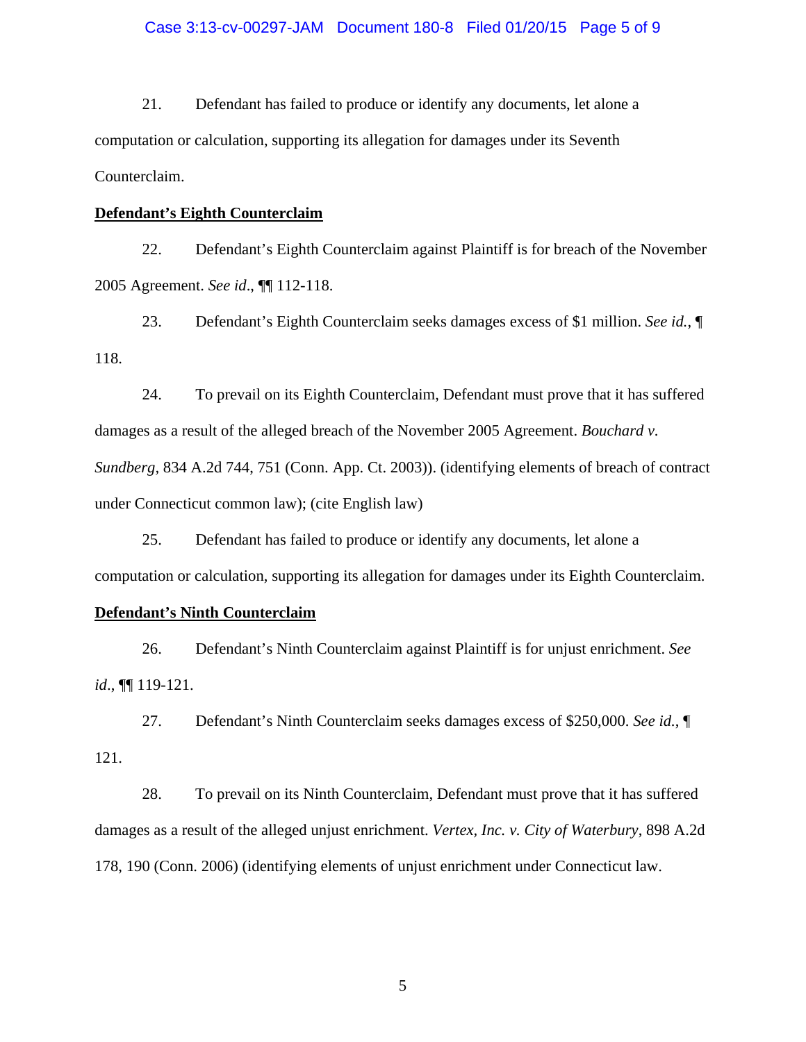21. Defendant has failed to produce or identify any documents, let alone a computation or calculation, supporting its allegation for damages under its Seventh Counterclaim.

**<u>Defendant's Eighth Counterclaim</u>**

22. Defendant's Eighth Counterclaim against Plaintiff is for breach of the November 2005 Agreement. *See id*., ¶¶ 112-118.

23. Defendant's Eighth Counterclaim seeks damages excess of $1 million. *See id.*, ¶ 118.

24. To prevail on its Eighth Counterclaim, Defendant must prove that it has suffered damages as a result of the alleged breach of the November 2005 Agreement. *Bouchard v. Sundberg*, 834 A.2d 744, 751 (Conn. App. Ct. 2003)). (identifying elements of breach of contract under Connecticut common law); (cite English law)

25. Defendant has failed to produce or identify any documents, let alone a computation or calculation, supporting its allegation for damages under its Eighth Counterclaim.

**<u>Defendant's Ninth Counterclaim</u>**

26. Defendant's Ninth Counterclaim against Plaintiff is for unjust enrichment. *See id*., ¶¶ 119-121.

27. Defendant's Ninth Counterclaim seeks damages excess of $250,000. *See id.*, ¶ 121.

28. To prevail on its Ninth Counterclaim, Defendant must prove that it has suffered damages as a result of the alleged unjust enrichment. *Vertex, Inc. v. City of Waterbury*, 898 A.2d 178, 190 (Conn. 2006) (identifying elements of unjust enrichment under Connecticut law.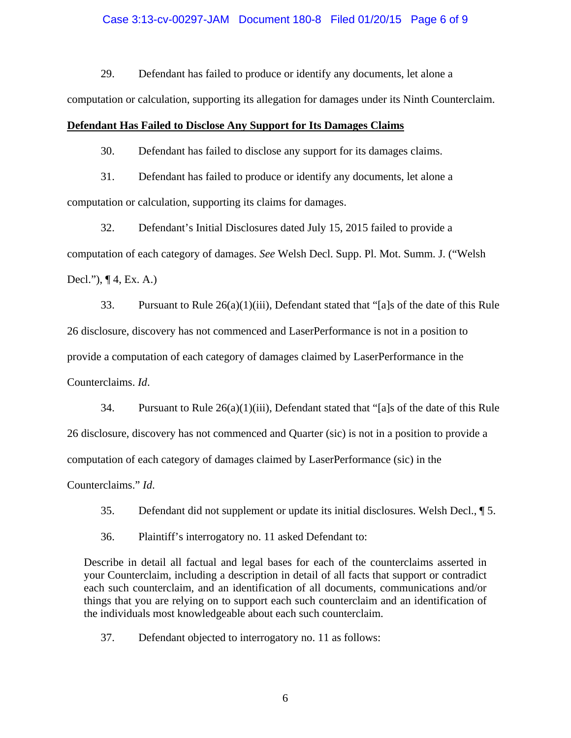29. Defendant has failed to produce or identify any documents, let alone a computation or calculation, supporting its allegation for damages under its Ninth Counterclaim.

**Defendant Has Failed to Disclose Any Support for Its Damages Claims**

30. Defendant has failed to disclose any support for its damages claims.

31. Defendant has failed to produce or identify any documents, let alone a computation or calculation, supporting its claims for damages.

32. Defendant's Initial Disclosures dated July 15, 2015 failed to provide a computation of each category of damages. *See* Welsh Decl. Supp. Pl. Mot. Summ. J. ("Welsh Decl."), ¶ 4, Ex. A.)

33. Pursuant to Rule 26(a)(1)(iii), Defendant stated that "[a]s of the date of this Rule 26 disclosure, discovery has not commenced and LaserPerformance is not in a position to provide a computation of each category of damages claimed by LaserPerformance in the Counterclaims. *Id*.

34. Pursuant to Rule 26(a)(1)(iii), Defendant stated that "[a]s of the date of this Rule 26 disclosure, discovery has not commenced and Quarter (sic) is not in a position to provide a computation of each category of damages claimed by LaserPerformance (sic) in the Counterclaims." *Id.*

35. Defendant did not supplement or update its initial disclosures. Welsh Decl., ¶ 5.

36. Plaintiff's interrogatory no. 11 asked Defendant to:

> Describe in detail all factual and legal bases for each of the counterclaims asserted in your Counterclaim, including a description in detail of all facts that support or contradict each such counterclaim, and an identification of all documents, communications and/or things that you are relying on to support each such counterclaim and an identification of the individuals most knowledgeable about each such counterclaim.

37. Defendant objected to interrogatory no. 11 as follows: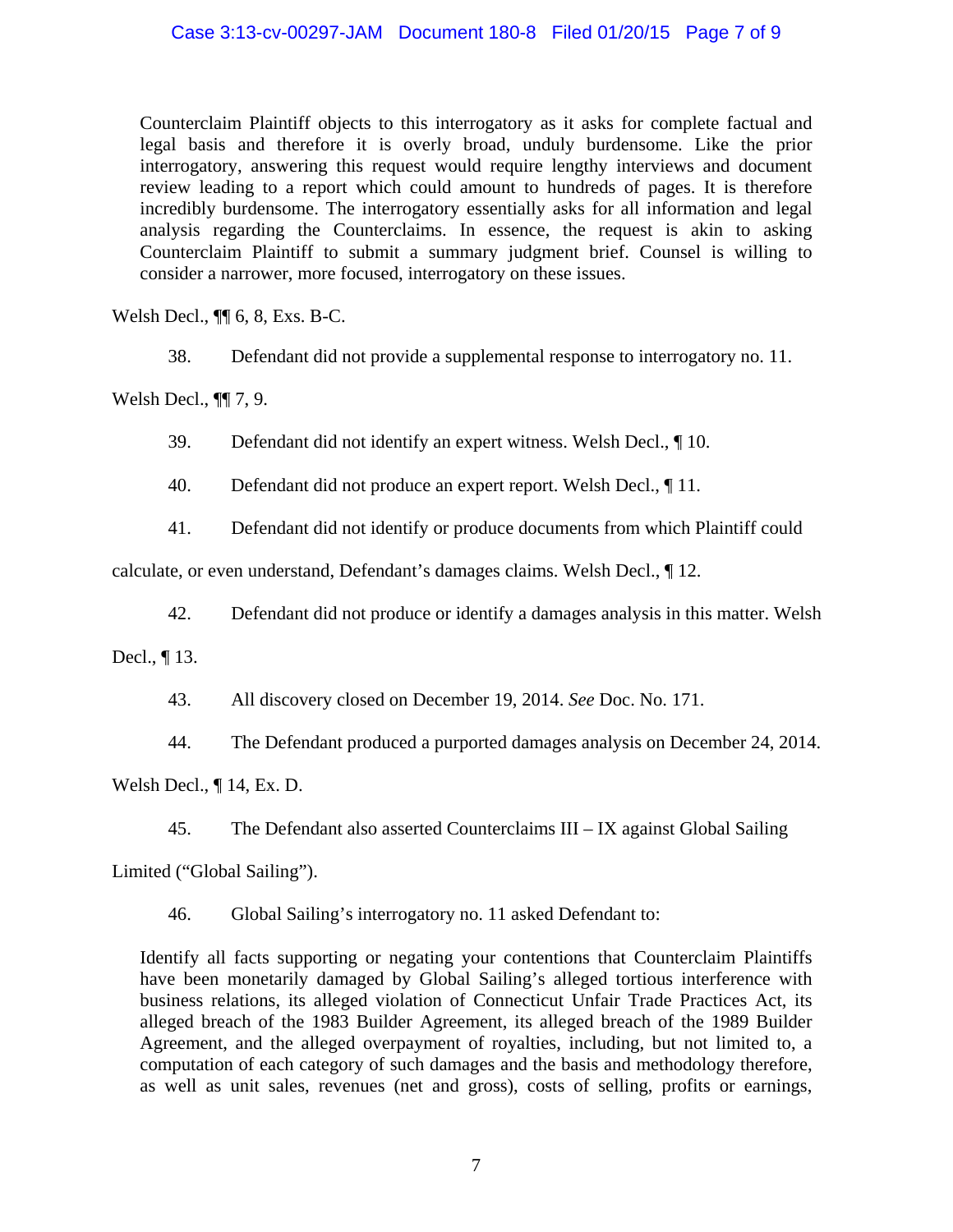> Counterclaim Plaintiff objects to this interrogatory as it asks for complete factual and legal basis and therefore it is overly broad, unduly burdensome. Like the prior interrogatory, answering this request would require lengthy interviews and document review leading to a report which could amount to hundreds of pages. It is therefore incredibly burdensome. The interrogatory essentially asks for all information and legal analysis regarding the Counterclaims. In essence, the request is akin to asking Counterclaim Plaintiff to submit a summary judgment brief. Counsel is willing to consider a narrower, more focused, interrogatory on these issues.

Welsh Decl., ¶¶ 6, 8, Exs. B-C.

38. Defendant did not provide a supplemental response to interrogatory no. 11.

Welsh Decl., ¶¶ 7, 9.

39. Defendant did not identify an expert witness. Welsh Decl., ¶ 10.

40. Defendant did not produce an expert report. Welsh Decl., ¶ 11.

41. Defendant did not identify or produce documents from which Plaintiff could calculate, or even understand, Defendant's damages claims. Welsh Decl., ¶ 12.

42. Defendant did not produce or identify a damages analysis in this matter. Welsh Decl., ¶ 13.

43. All discovery closed on December 19, 2014. *See* Doc. No. 171.

44. The Defendant produced a purported damages analysis on December 24, 2014. Welsh Decl., ¶ 14, Ex. D.

45. The Defendant also asserted Counterclaims III – IX against Global Sailing Limited ("Global Sailing").

46. Global Sailing's interrogatory no. 11 asked Defendant to:

> Identify all facts supporting or negating your contentions that Counterclaim Plaintiffs have been monetarily damaged by Global Sailing's alleged tortious interference with business relations, its alleged violation of Connecticut Unfair Trade Practices Act, its alleged breach of the 1983 Builder Agreement, its alleged breach of the 1989 Builder Agreement, and the alleged overpayment of royalties, including, but not limited to, a computation of each category of such damages and the basis and methodology therefore, as well as unit sales, revenues (net and gross), costs of selling, profits or earnings,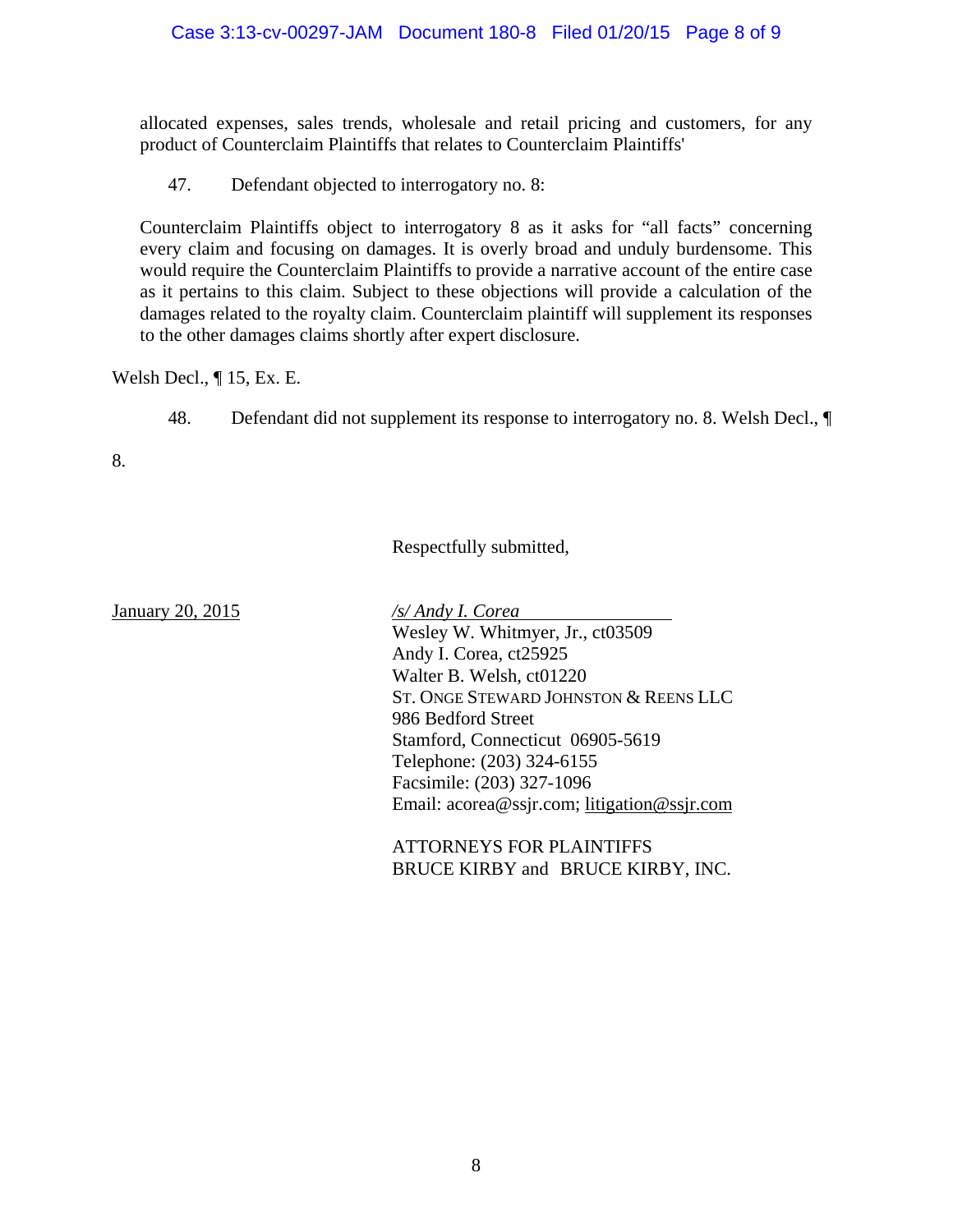allocated expenses, sales trends, wholesale and retail pricing and customers, for any product of Counterclaim Plaintiffs that relates to Counterclaim Plaintiffs'

47. Defendant objected to interrogatory no. 8:

> Counterclaim Plaintiffs object to interrogatory 8 as it asks for "all facts" concerning every claim and focusing on damages. It is overly broad and unduly burdensome. This would require the Counterclaim Plaintiffs to provide a narrative account of the entire case as it pertains to this claim. Subject to these objections will provide a calculation of the damages related to the royalty claim. Counterclaim plaintiff will supplement its responses to the other damages claims shortly after expert disclosure.

Welsh Decl., ¶ 15, Ex. E.

48. Defendant did not supplement its response to interrogatory no. 8. Welsh Decl., ¶ 8.

Respectfully submitted,

January 20, 2015

*/s/ Andy I. Corea*
Wesley W. Whitmyer, Jr., ct03509
Andy I. Corea, ct25925
Walter B. Welsh, ct01220
ST. ONGE STEWARD JOHNSTON & REENS LLC
986 Bedford Street
Stamford, Connecticut 06905-5619
Telephone: (203) 324-6155
Facsimile: (203) 327-1096
Email: acorea@ssjr.com; litigation@ssjr.com

ATTORNEYS FOR PLAINTIFFS
BRUCE KIRBY and BRUCE KIRBY, INC.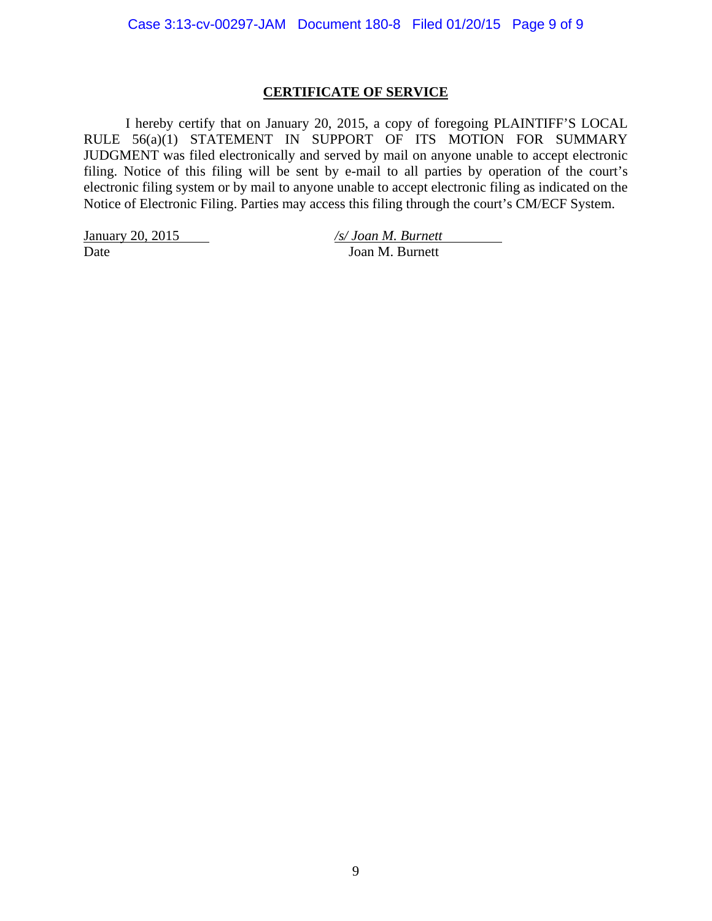## CERTIFICATE OF SERVICE

I hereby certify that on January 20, 2015, a copy of foregoing PLAINTIFF'S LOCAL RULE 56(a)(1) STATEMENT IN SUPPORT OF ITS MOTION FOR SUMMARY JUDGMENT was filed electronically and served by mail on anyone unable to accept electronic filing. Notice of this filing will be sent by e-mail to all parties by operation of the court's electronic filing system or by mail to anyone unable to accept electronic filing as indicated on the Notice of Electronic Filing. Parties may access this filing through the court's CM/ECF System.

January 20, 2015 — *_/s/ Joan M. Burnett_*

Date — Joan M. Burnett